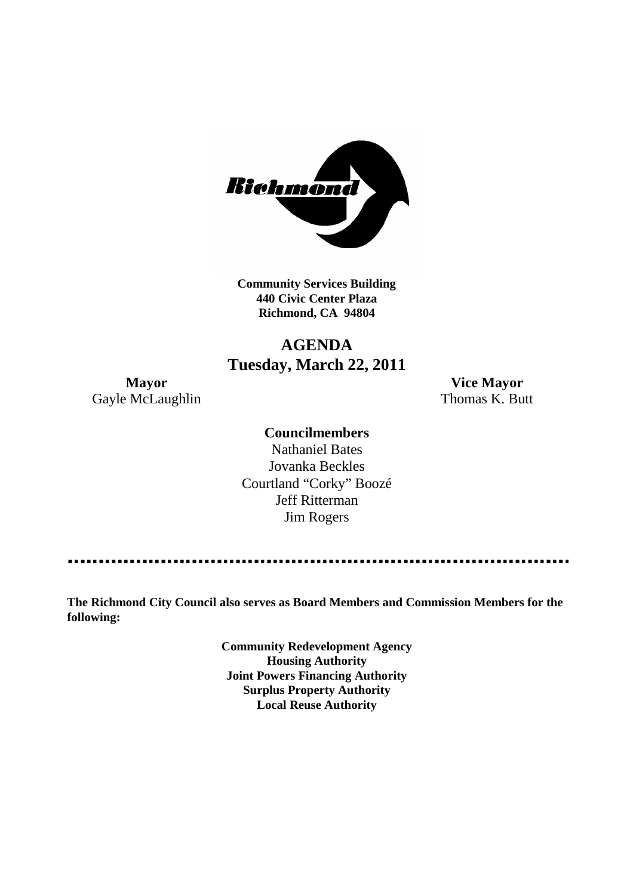**Community Services Building**
**440 Civic Center Plaza**
**Richmond, CA 94804**

# AGENDA
## Tuesday, March 22, 2011

**Mayor**
Gayle McLaughlin

**Vice Mayor**
Thomas K. Butt

**Councilmembers**

Nathaniel Bates
Jovanka Beckles
Courtland "Corky" Boozé
Jeff Ritterman
Jim Rogers

**The Richmond City Council also serves as Board Members and Commission Members for the following:**

**Community Redevelopment Agency**
**Housing Authority**
**Joint Powers Financing Authority**
**Surplus Property Authority**
**Local Reuse Authority**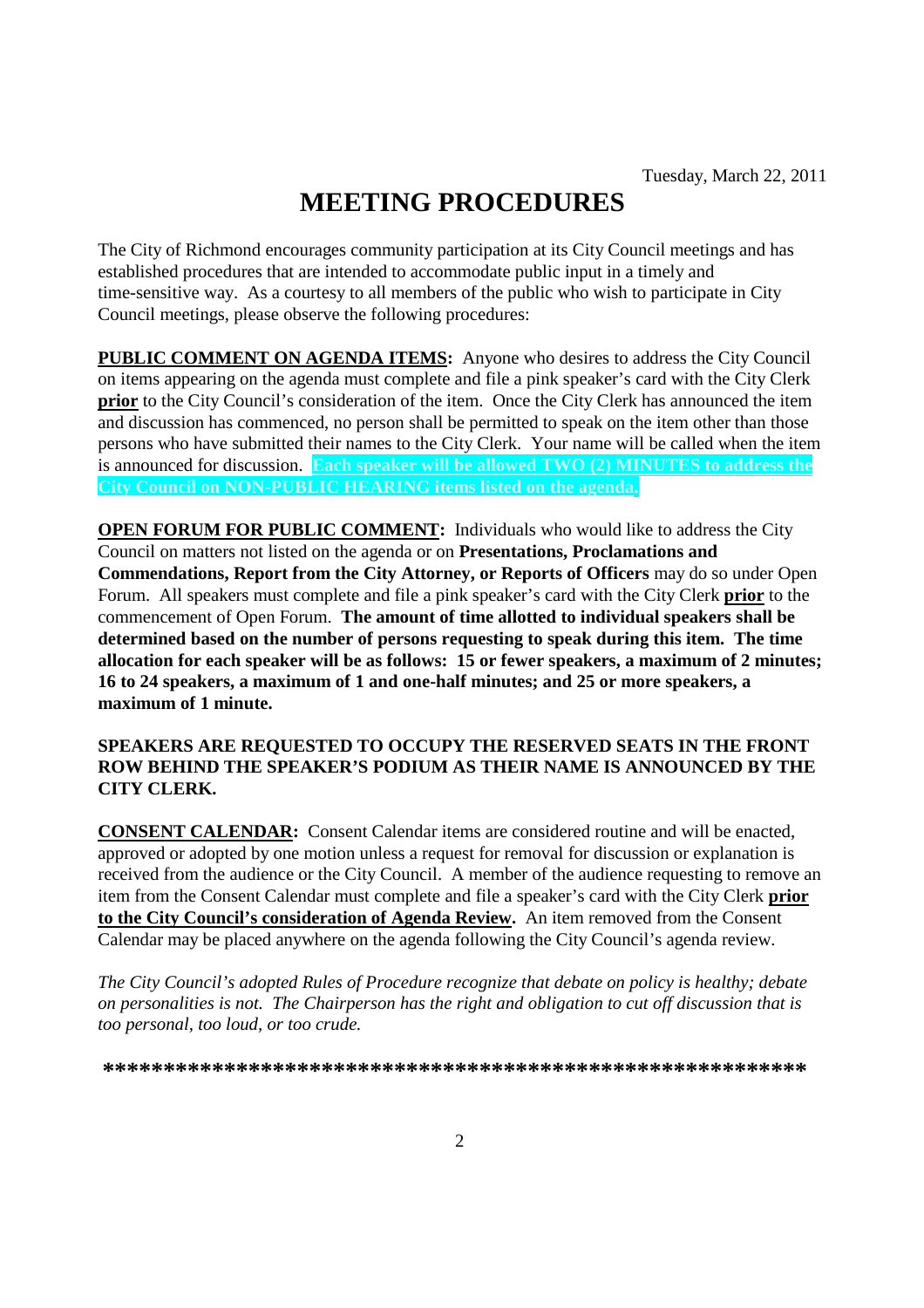Tuesday, March 22, 2011

# MEETING PROCEDURES

The City of Richmond encourages community participation at its City Council meetings and has established procedures that are intended to accommodate public input in a timely and time-sensitive way. As a courtesy to all members of the public who wish to participate in City Council meetings, please observe the following procedures:

**PUBLIC COMMENT ON AGENDA ITEMS:** Anyone who desires to address the City Council on items appearing on the agenda must complete and file a pink speaker's card with the City Clerk **prior** to the City Council's consideration of the item. Once the City Clerk has announced the item and discussion has commenced, no person shall be permitted to speak on the item other than those persons who have submitted their names to the City Clerk. Your name will be called when the item is announced for discussion. **Each speaker will be allowed TWO (2) MINUTES to address the City Council on NON-PUBLIC HEARING items listed on the agenda.**

**OPEN FORUM FOR PUBLIC COMMENT:** Individuals who would like to address the City Council on matters not listed on the agenda or on **Presentations, Proclamations and Commendations, Report from the City Attorney, or Reports of Officers** may do so under Open Forum. All speakers must complete and file a pink speaker's card with the City Clerk **prior** to the commencement of Open Forum. **The amount of time allotted to individual speakers shall be determined based on the number of persons requesting to speak during this item. The time allocation for each speaker will be as follows: 15 or fewer speakers, a maximum of 2 minutes; 16 to 24 speakers, a maximum of 1 and one-half minutes; and 25 or more speakers, a maximum of 1 minute.**

**SPEAKERS ARE REQUESTED TO OCCUPY THE RESERVED SEATS IN THE FRONT ROW BEHIND THE SPEAKER'S PODIUM AS THEIR NAME IS ANNOUNCED BY THE CITY CLERK.**

**CONSENT CALENDAR:** Consent Calendar items are considered routine and will be enacted, approved or adopted by one motion unless a request for removal for discussion or explanation is received from the audience or the City Council. A member of the audience requesting to remove an item from the Consent Calendar must complete and file a speaker's card with the City Clerk **prior to the City Council's consideration of Agenda Review.** An item removed from the Consent Calendar may be placed anywhere on the agenda following the City Council's agenda review.

*The City Council's adopted Rules of Procedure recognize that debate on policy is healthy; debate on personalities is not. The Chairperson has the right and obligation to cut off discussion that is too personal, too loud, or too crude.*

**************************************************************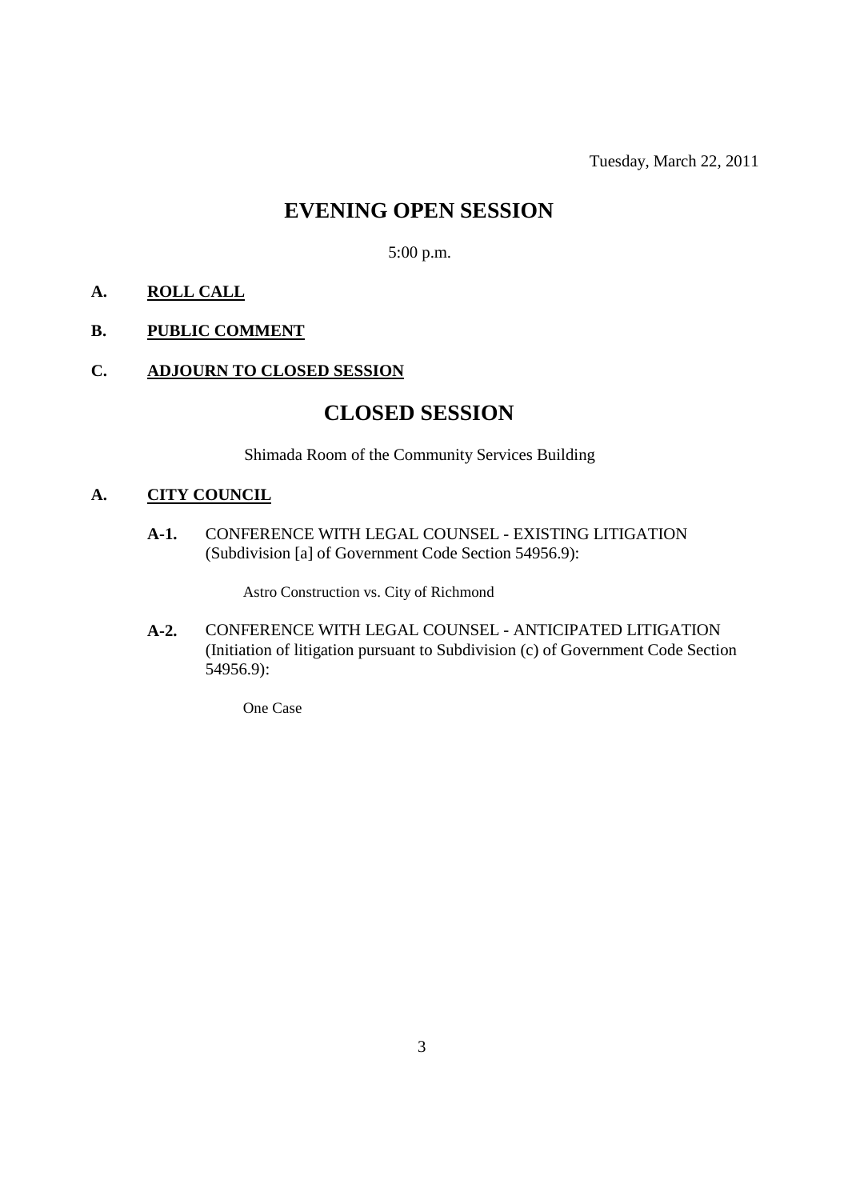Tuesday, March 22, 2011

# EVENING OPEN SESSION

5:00 p.m.

**A. ROLL CALL**

**B. PUBLIC COMMENT**

**C. ADJOURN TO CLOSED SESSION**

# CLOSED SESSION

Shimada Room of the Community Services Building

**A. CITY COUNCIL**

**A-1.** CONFERENCE WITH LEGAL COUNSEL - EXISTING LITIGATION (Subdivision [a] of Government Code Section 54956.9):

Astro Construction vs. City of Richmond

**A-2.** CONFERENCE WITH LEGAL COUNSEL - ANTICIPATED LITIGATION (Initiation of litigation pursuant to Subdivision (c) of Government Code Section 54956.9):

One Case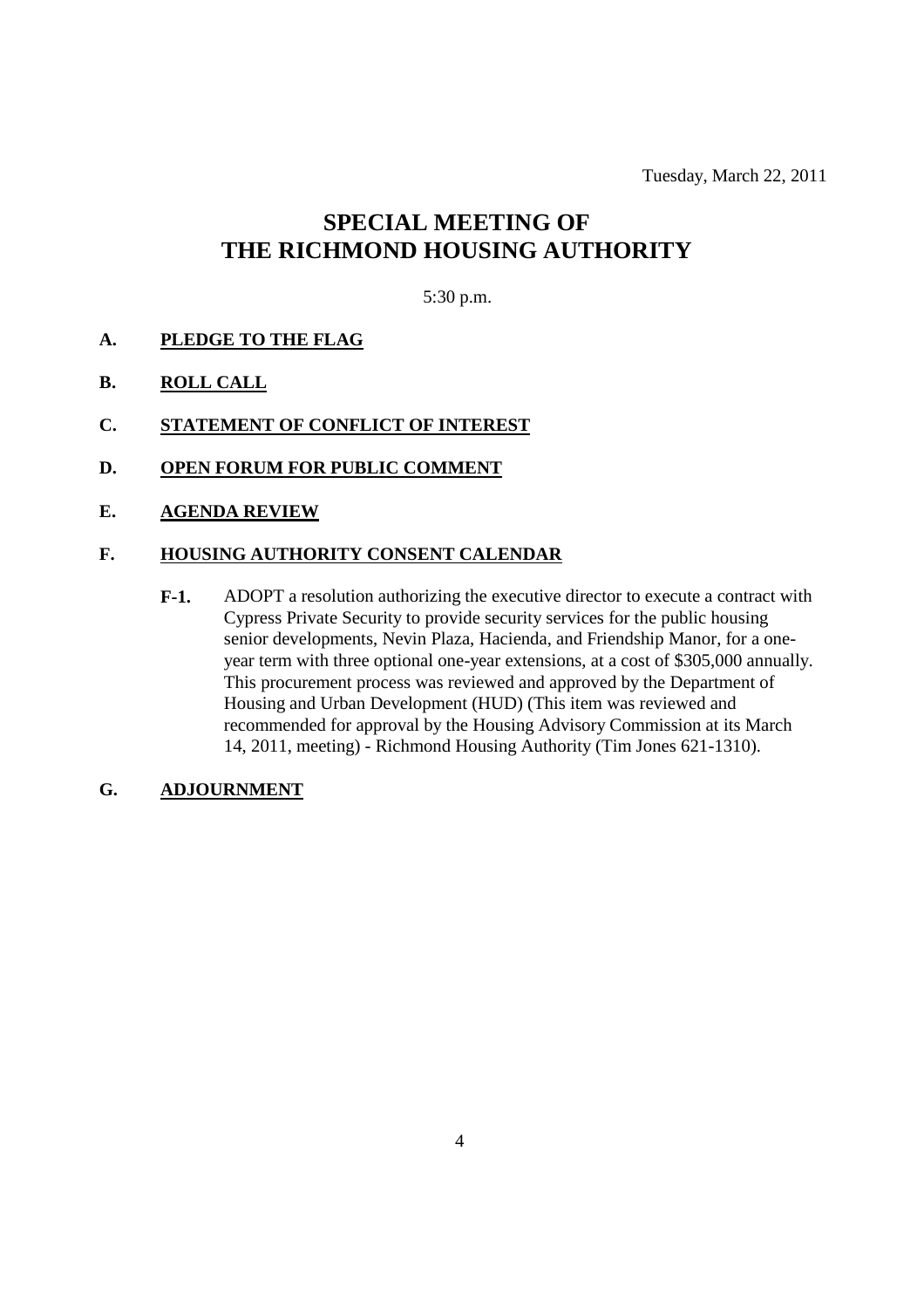Tuesday, March 22, 2011

# SPECIAL MEETING OF THE RICHMOND HOUSING AUTHORITY

5:30 p.m.

**A. PLEDGE TO THE FLAG**

**B. ROLL CALL**

**C. STATEMENT OF CONFLICT OF INTEREST**

**D. OPEN FORUM FOR PUBLIC COMMENT**

**E. AGENDA REVIEW**

**F. HOUSING AUTHORITY CONSENT CALENDAR**

**F-1.** ADOPT a resolution authorizing the executive director to execute a contract with Cypress Private Security to provide security services for the public housing senior developments, Nevin Plaza, Hacienda, and Friendship Manor, for a one-year term with three optional one-year extensions, at a cost of $305,000 annually. This procurement process was reviewed and approved by the Department of Housing and Urban Development (HUD) (This item was reviewed and recommended for approval by the Housing Advisory Commission at its March 14, 2011, meeting) - Richmond Housing Authority (Tim Jones 621-1310).

**G. ADJOURNMENT**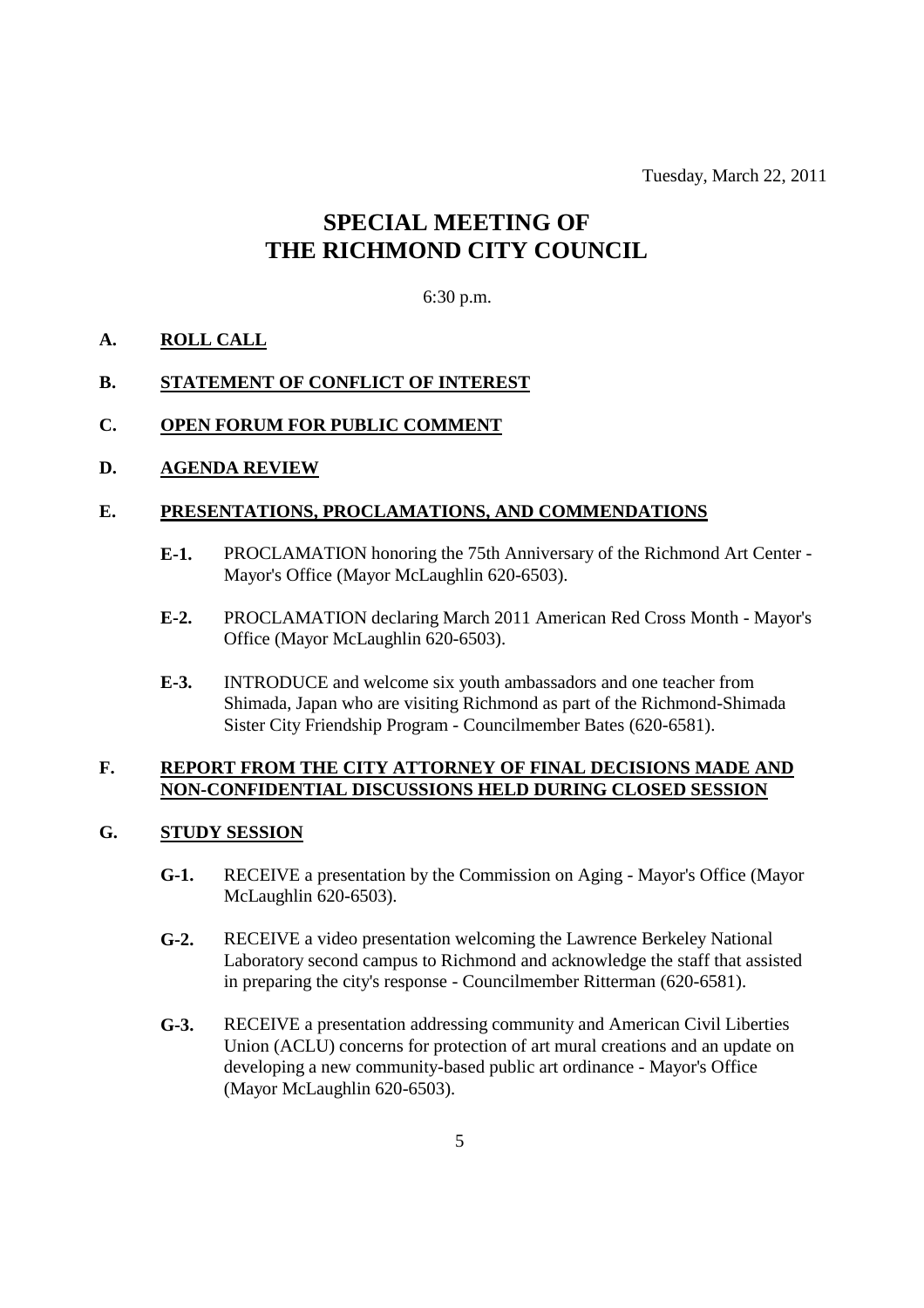Tuesday, March 22, 2011

# SPECIAL MEETING OF THE RICHMOND CITY COUNCIL

6:30 p.m.

## A. ROLL CALL

## B. STATEMENT OF CONFLICT OF INTEREST

## C. OPEN FORUM FOR PUBLIC COMMENT

## D. AGENDA REVIEW

## E. PRESENTATIONS, PROCLAMATIONS, AND COMMENDATIONS

**E-1.** PROCLAMATION honoring the 75th Anniversary of the Richmond Art Center - Mayor's Office (Mayor McLaughlin 620-6503).

**E-2.** PROCLAMATION declaring March 2011 American Red Cross Month - Mayor's Office (Mayor McLaughlin 620-6503).

**E-3.** INTRODUCE and welcome six youth ambassadors and one teacher from Shimada, Japan who are visiting Richmond as part of the Richmond-Shimada Sister City Friendship Program - Councilmember Bates (620-6581).

## F. REPORT FROM THE CITY ATTORNEY OF FINAL DECISIONS MADE AND NON-CONFIDENTIAL DISCUSSIONS HELD DURING CLOSED SESSION

## G. STUDY SESSION

**G-1.** RECEIVE a presentation by the Commission on Aging - Mayor's Office (Mayor McLaughlin 620-6503).

**G-2.** RECEIVE a video presentation welcoming the Lawrence Berkeley National Laboratory second campus to Richmond and acknowledge the staff that assisted in preparing the city's response - Councilmember Ritterman (620-6581).

**G-3.** RECEIVE a presentation addressing community and American Civil Liberties Union (ACLU) concerns for protection of art mural creations and an update on developing a new community-based public art ordinance - Mayor's Office (Mayor McLaughlin 620-6503).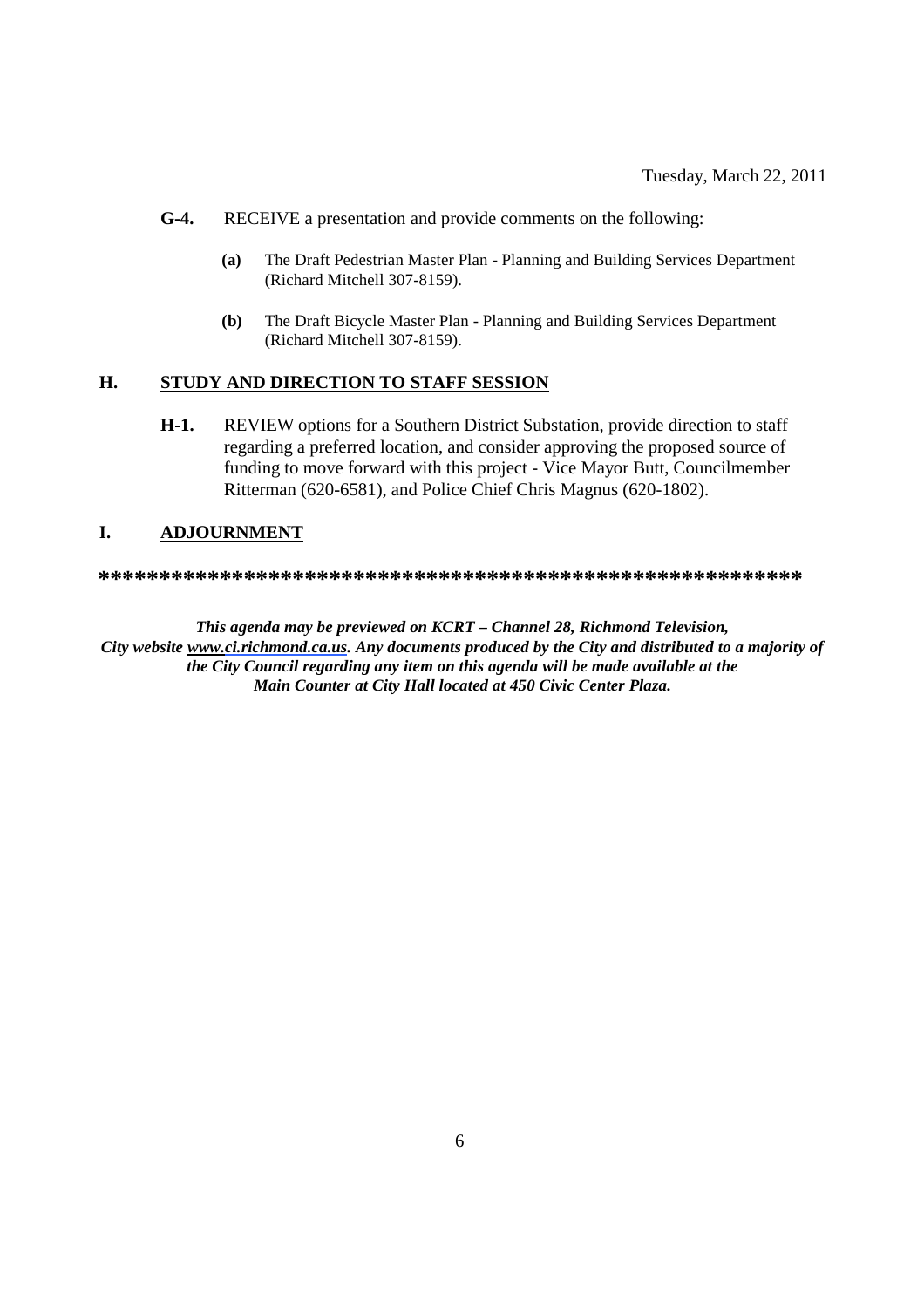Tuesday, March 22, 2011

**G-4.** RECEIVE a presentation and provide comments on the following:

**(a)** The Draft Pedestrian Master Plan - Planning and Building Services Department (Richard Mitchell 307-8159).

**(b)** The Draft Bicycle Master Plan - Planning and Building Services Department (Richard Mitchell 307-8159).

## H. STUDY AND DIRECTION TO STAFF SESSION

**H-1.** REVIEW options for a Southern District Substation, provide direction to staff regarding a preferred location, and consider approving the proposed source of funding to move forward with this project - Vice Mayor Butt, Councilmember Ritterman (620-6581), and Police Chief Chris Magnus (620-1802).

## I. ADJOURNMENT

**\*\*\*\*\*\*\*\*\*\*\*\*\*\*\*\*\*\*\*\*\*\*\*\*\*\*\*\*\*\*\*\*\*\*\*\*\*\*\*\*\*\*\*\*\*\*\*\*\*\*\*\*\*\*\*\*\*\*\*\*\***

***This agenda may be previewed on KCRT – Channel 28, Richmond Television, City website www.ci.richmond.ca.us. Any documents produced by the City and distributed to a majority of the City Council regarding any item on this agenda will be made available at the Main Counter at City Hall located at 450 Civic Center Plaza.***